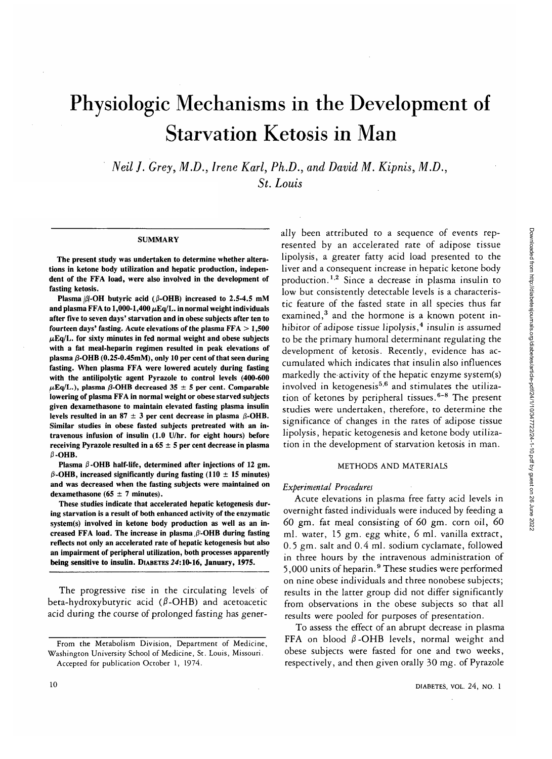# Physiologic Mechanisms in the Development of Starvation Ketosis in Man

*Neil J. Grey, M.D., Irene Karl, Ph.D., and David M. Kipnis, M.D., St. Louis*

## SUMMARY

**The present study was undertaken to determine whether alterations in ketone body utilization and hepatic production, independent of the FFA load, were also involved in the development of fasting ketosis.**

**Plasma β-OH butyric acid (β-OHB) increased to 2.5-4.5 mM and plasma FFA to 1,000-1,400 μEq/L. in normal weight individuals after five to seven days' starvation and in obese subjects after ten to fourteen days' fasting. Acute elevations of the plasma FFA > 1,500 μEq/L. for sixty minutes in fed normal weight and obese subjects with a fat meal-heparin regimen resulted in peak elevations of plasma β-OHB (0.25-0.45mM), only 10 per cent of that seen during fasting. When plasma FFA were lowered acutely during fasting with the antilipolytic agent Pyrazole to control levels (400-600 μEq/L.), plasma β-OHB decreased 35 ± 5 per cent. Comparable lowering of plasma FFA in normal weight or obese starved subjects given dexamethasone to maintain elevated fasting plasma insulin levels resulted in an 87 ± 3 per cent decrease in plasma β-OHB. Similar studies in obese fasted subjects pretreated with an intravenous infusion of insulin (1.0 U/hr. for eight hours) before receiving Pyrazole resulted in a 65 ± 5 per cent decrease in plasma β-OHB.**

**Plasma β-OHB half-life, determined after injections of 12 gm. β-OHB, increased significantly during fasting (110 ± 15 minutes) and was decreased when the fasting subjects were maintained on dexamethasone (65 ± 7 minutes).**

**These studies indicate that accelerated hepatic ketogenesis during starvation is a result of both enhanced activity of the enzymatic system(s) involved in ketone body production as well as an increased FFA load. The increase in plasma β-OHB during fasting reflects not only an accelerated rate of hepatic ketogenesis but also an impairment of peripheral utilization, both processes apparently being sensitive to insulin.** DIABETES *24*:10-16, January, 1975.

The progressive rise in the circulating levels of beta-hydroxybutyric acid (β-OHB) and acetoacetic acid during the course of prolonged fasting has generally been attributed to a sequence of events represented by an accelerated rate of adipose tissue lipolysis, a greater fatty acid load presented to the liver and a consequent increase in hepatic ketone body production.[1,2] Since a decrease in plasma insulin to low but consistently detectable levels is a characteristic feature of the fasted state in all species thus far examined,[3] and the hormone is a known potent inhibitor of adipose tissue lipolysis,[4] insulin is assumed to be the primary humoral determinant regulating the development of ketosis. Recently, evidence has accumulated which indicates that insulin also influences markedly the activity of the hepatic enzyme system(s) involved in ketogenesis[5,6] and stimulates the utilization of ketones by peripheral tissues.[6-8] The present studies were undertaken, therefore, to determine the significance of changes in the rates of adipose tissue lipolysis, hepatic ketogenesis and ketone body utilization in the development of starvation ketosis in man.

## METHODS AND MATERIALS

### *Experimental Procedures*

Acute elevations in plasma free fatty acid levels in overnight fasted individuals were induced by feeding a 60 gm. fat meal consisting of 60 gm. corn oil, 60 ml. water, 15 gm. egg white, 6 ml. vanilla extract, 0.5 gm. salt and 0.4 ml. sodium cyclamate, followed in three hours by the intravenous administration of 5,000 units of heparin.[9] These studies were performed on nine obese individuals and three nonobese subjects; results in the latter group did not differ significantly from observations in the obese subjects so that all results were pooled for purposes of presentation.

To assess the effect of an abrupt decrease in plasma FFA on blood β-OHB levels, normal weight and obese subjects were fasted for one and two weeks, respectively, and then given orally 30 mg. of Pyrazole

From the Metabolism Division, Department of Medicine, Washington University School of Medicine, St. Louis, Missouri.

Accepted for publication October 1, 1974.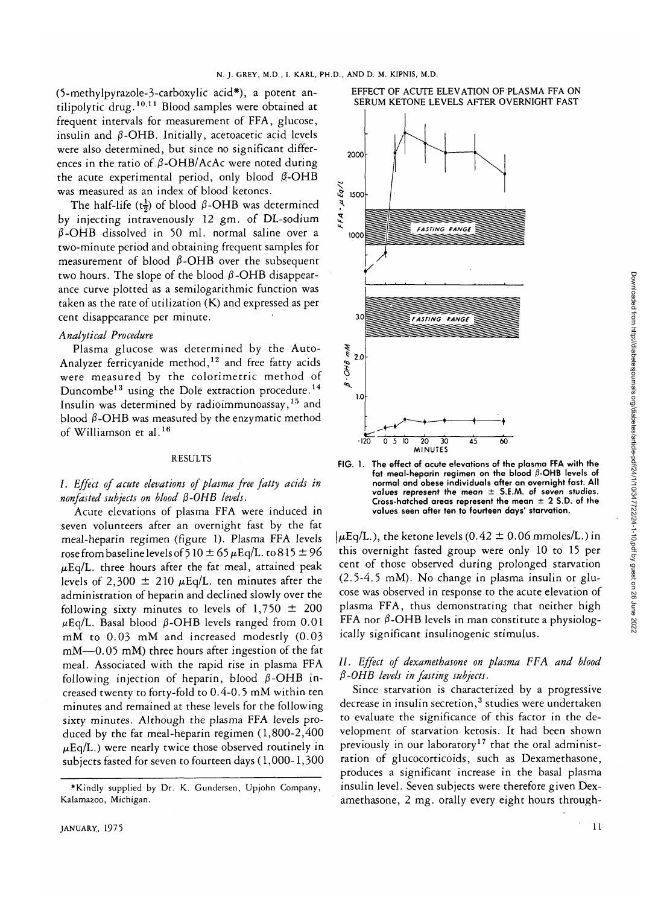(5-methylpyrazole-3-carboxylic acid*), a potent antilipolytic drug.[10,11] Blood samples were obtained at frequent intervals for measurement of FFA, glucose, insulin and β-OHB. Initially, acetoacetic acid levels were also determined, but since no significant differences in the ratio of β-OHB/AcAc were noted during the acute experimental period, only blood β-OHB was measured as an index of blood ketones.

The half-life ($t_{\frac{1}{2}}$) of blood β-OHB was determined by injecting intravenously 12 gm. of DL-sodium β-OHB dissolved in 50 ml. normal saline over a two-minute period and obtaining frequent samples for measurement of blood β-OHB over the subsequent two hours. The slope of the blood β-OHB disappearance curve plotted as a semilogarithmic function was taken as the rate of utilization (K) and expressed as per cent disappearance per minute.

### *Analytical Procedure*

Plasma glucose was determined by the Auto-Analyzer ferricyanide method,[12] and free fatty acids were measured by the colorimetric method of Duncombe[13] using the Dole extraction procedure.[14] Insulin was determined by radioimmunoassay,[15] and blood β-OHB was measured by the enzymatic method of Williamson et al.[16]

## RESULTS

### *I. Effect of acute elevations of plasma free fatty acids in nonfasted subjects on blood β-OHB levels.*

Acute elevations of plasma FFA were induced in seven volunteers after an overnight fast by the fat meal-heparin regimen (figure 1). Plasma FFA levels rose from baseline levels of 510 ± 65 μEq/L. to 815 ± 96 μEq/L. three hours after the fat meal, attained peak levels of 2,300 ± 210 μEq/L. ten minutes after the administration of heparin and declined slowly over the following sixty minutes to levels of 1,750 ± 200 μEq/L. Basal blood β-OHB levels ranged from 0.01 mM to 0.03 mM and increased modestly (0.03 mM—0.05 mM) three hours after ingestion of the fat meal. Associated with the rapid rise in plasma FFA following injection of heparin, blood β-OHB increased twenty to forty-fold to 0.4-0.5 mM within ten minutes and remained at these levels for the following sixty minutes. Although the plasma FFA levels produced by the fat meal-heparin regimen (1,800-2,400 μEq/L.) were nearly twice those observed routinely in subjects fasted for seven to fourteen days (1,000-1,300 μEq/L.), the ketone levels (0.42 ± 0.06 mmoles/L.) in this overnight fasted group were only 10 to 15 per cent of those observed during prolonged starvation (2.5-4.5 mM). No change in plasma insulin or glucose was observed in response to the acute elevation of plasma FFA, thus demonstrating that neither high FFA nor β-OHB levels in man constitute a physiologically significant insulinogenic stimulus.

EFFECT OF ACUTE ELEVATION OF PLASMA FFA ON SERUM KETONE LEVELS AFTER OVERNIGHT FAST

FIG. 1. The effect of acute elevations of the plasma FFA with the fat meal-heparin regimen on the blood β-OHB levels of normal and obese individuals after an overnight fast. All values represent the mean ± S.E.M. of seven studies. Cross-hatched areas represent the mean ± 2 S.D. of the values seen after ten to fourteen days' starvation.

### *II. Effect of dexamethasone on plasma FFA and blood β-OHB levels in fasting subjects.*

Since starvation is characterized by a progressive decrease in insulin secretion,[3] studies were undertaken to evaluate the significance of this factor in the development of starvation ketosis. It had been shown previously in our laboratory[17] that the oral administration of glucocorticoids, such as Dexamethasone, produces a significant increase in the basal plasma insulin level. Seven subjects were therefore given Dexamethasone, 2 mg. orally every eight hours through-

*Kindly supplied by Dr. K. Gundersen, Upjohn Company, Kalamazoo, Michigan.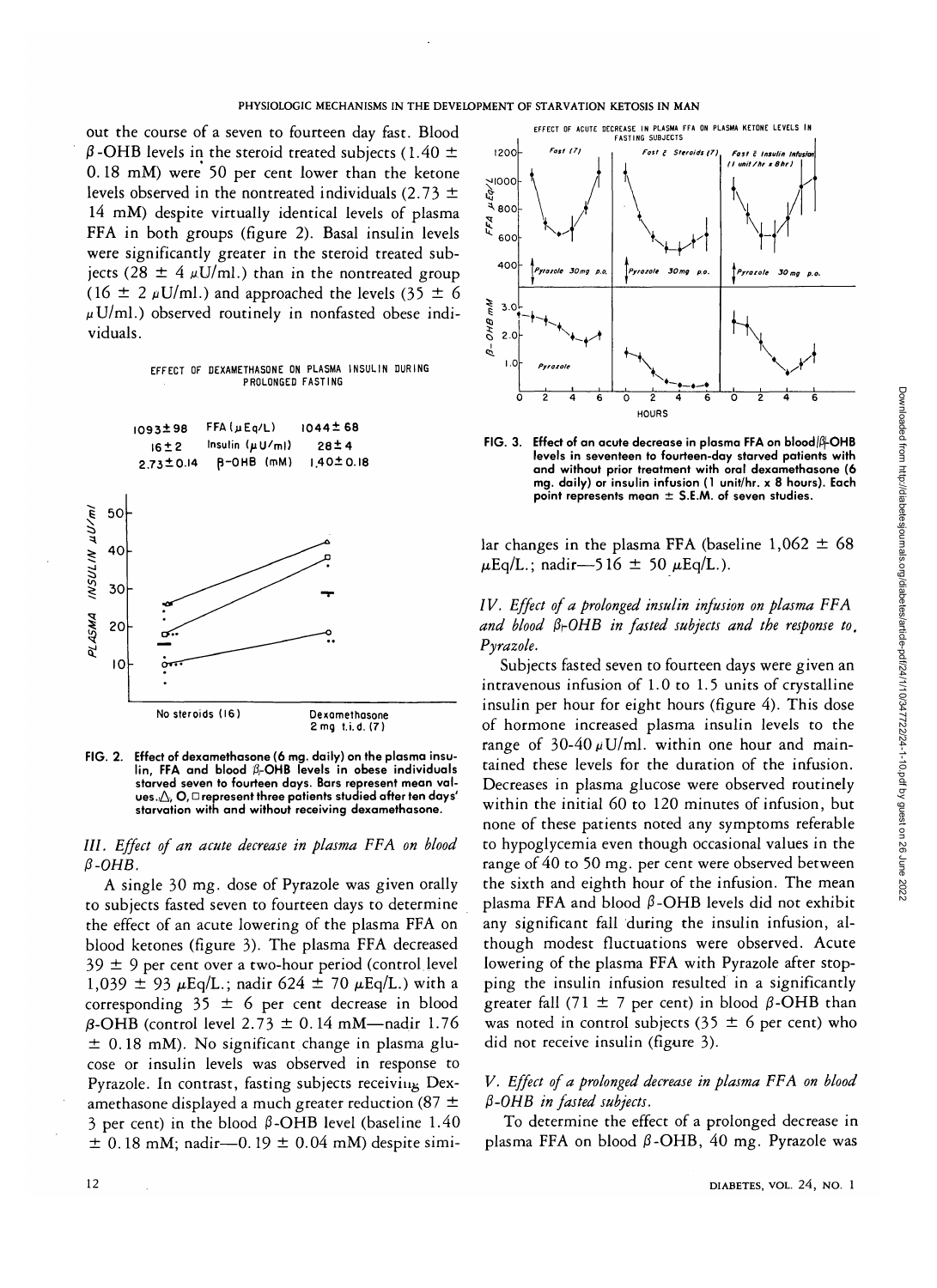out the course of a seven to fourteen day fast. Blood $\beta$-OHB levels in the steroid treated subjects (1.40 ± 0.18 mM) were 50 per cent lower than the ketone levels observed in the nontreated individuals (2.73 ± 14 mM) despite virtually identical levels of plasma FFA in both groups (figure 2). Basal insulin levels were significantly greater in the steroid treated subjects (28 ± 4 $\mu$U/ml.) than in the nontreated group (16 ± 2 $\mu$U/ml.) and approached the levels (35 ± 6 $\mu$U/ml.) observed routinely in nonfasted obese individuals.

FIG. 2. Effect of dexamethasone (6 mg. daily) on the plasma insulin, FFA and blood $\beta$-OHB levels in obese individuals starved seven to fourteen days. Bars represent mean values. △, O, □ represent three patients studied after ten days' starvation with and without receiving dexamethasone.

### III. *Effect of an acute decrease in plasma FFA on blood $\beta$-OHB.*

A single 30 mg. dose of Pyrazole was given orally to subjects fasted seven to fourteen days to determine the effect of an acute lowering of the plasma FFA on blood ketones (figure 3). The plasma FFA decreased 39 ± 9 per cent over a two-hour period (control level 1,039 ± 93 $\mu$Eq/L.; nadir 624 ± 70 $\mu$Eq/L.) with a corresponding 35 ± 6 per cent decrease in blood $\beta$-OHB (control level 2.73 ± 0.14 mM—nadir 1.76 ± 0.18 mM). No significant change in plasma glucose or insulin levels was observed in response to Pyrazole. In contrast, fasting subjects receiving Dexamethasone displayed a much greater reduction (87 ± 3 per cent) in the blood $\beta$-OHB level (baseline 1.40 ± 0.18 mM; nadir—0.19 ± 0.04 mM) despite similar changes in the plasma FFA (baseline 1,062 ± 68 $\mu$Eq/L.; nadir—516 ± 50 $\mu$Eq/L.).

FIG. 3. Effect of an acute decrease in plasma FFA on blood $\beta$-OHB levels in seventeen to fourteen-day starved patients with and without prior treatment with oral dexamethasone (6 mg. daily) or insulin infusion (1 unit/hr. x 8 hours). Each point represents mean ± S.E.M. of seven studies.

### IV. *Effect of a prolonged insulin infusion on plasma FFA and blood $\beta$-OHB in fasted subjects and the response to, Pyrazole.*

Subjects fasted seven to fourteen days were given an intravenous infusion of 1.0 to 1.5 units of crystalline insulin per hour for eight hours (figure 4). This dose of hormone increased plasma insulin levels to the range of 30-40 $\mu$U/ml. within one hour and maintained these levels for the duration of the infusion. Decreases in plasma glucose were observed routinely within the initial 60 to 120 minutes of infusion, but none of these patients noted any symptoms referable to hypoglycemia even though occasional values in the range of 40 to 50 mg. per cent were observed between the sixth and eighth hour of the infusion. The mean plasma FFA and blood $\beta$-OHB levels did not exhibit any significant fall during the insulin infusion, although modest fluctuations were observed. Acute lowering of the plasma FFA with Pyrazole after stopping the insulin infusion resulted in a significantly greater fall (71 ± 7 per cent) in blood $\beta$-OHB than was noted in control subjects (35 ± 6 per cent) who did not receive insulin (figure 3).

### V. *Effect of a prolonged decrease in plasma FFA on blood $\beta$-OHB in fasted subjects.*

To determine the effect of a prolonged decrease in plasma FFA on blood $\beta$-OHB, 40 mg. Pyrazole was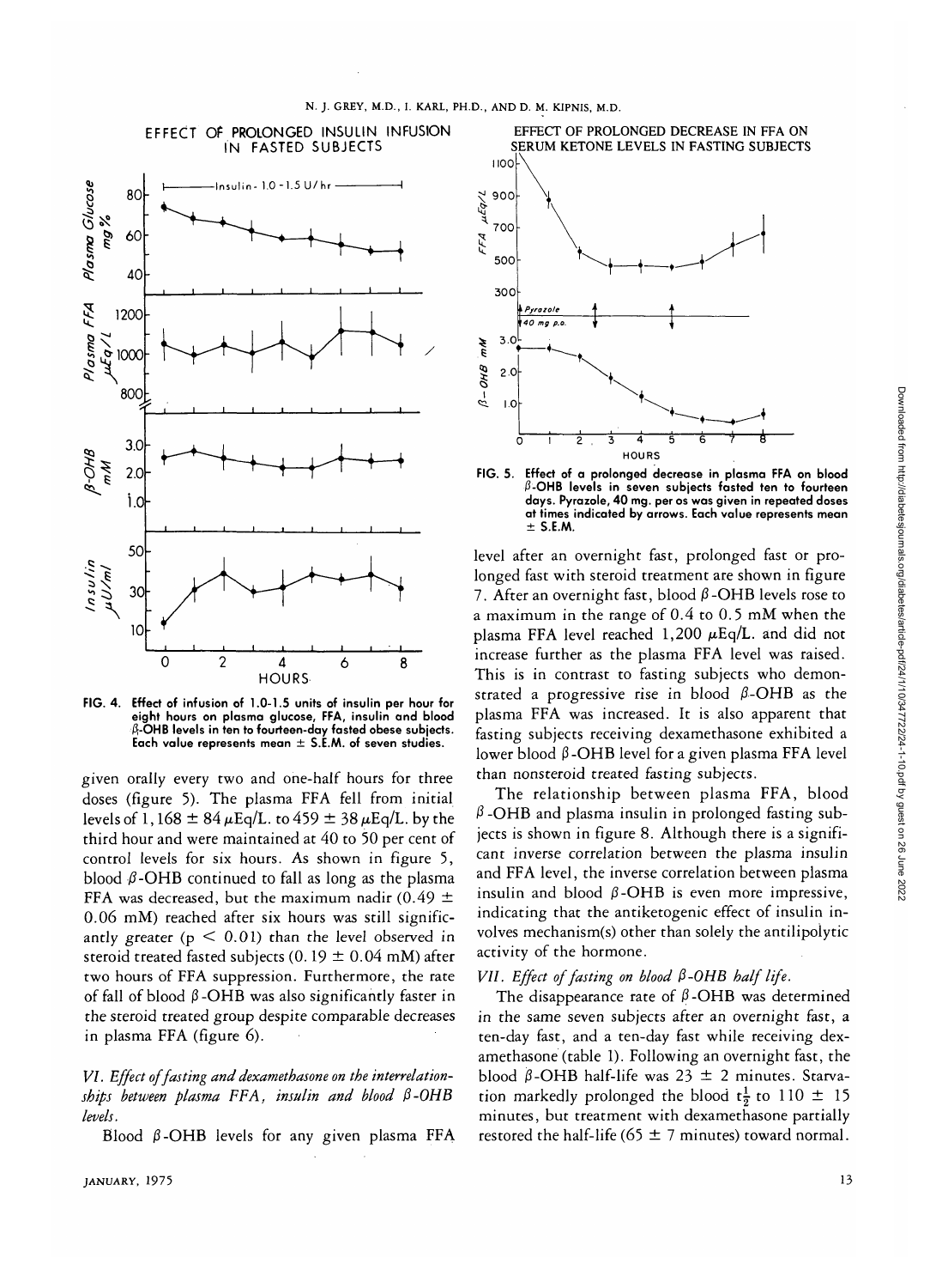FIG. 4. Effect of infusion of 1.0-1.5 units of insulin per hour for eight hours on plasma glucose, FFA, insulin and blood $\beta$-OHB levels in ten to fourteen-day fasted obese subjects. Each value represents mean $\pm$ S.E.M. of seven studies.

FIG. 5. Effect of a prolonged decrease in plasma FFA on blood $\beta$-OHB levels in seven subjects fasted ten to fourteen days. Pyrazole, 40 mg. per os was given in repeated doses at times indicated by arrows. Each value represents mean $\pm$ S.E.M.

given orally every two and one-half hours for three doses (figure 5). The plasma FFA fell from initial levels of $1,168 \pm 84\ \mu$Eq/L. to $459 \pm 38\ \mu$Eq/L. by the third hour and were maintained at 40 to 50 per cent of control levels for six hours. As shown in figure 5, blood $\beta$-OHB continued to fall as long as the plasma FFA was decreased, but the maximum nadir ($0.49 \pm 0.06$ mM) reached after six hours was still significantly greater ($p < 0.01$) than the level observed in steroid treated fasted subjects ($0.19 \pm 0.04$ mM) after two hours of FFA suppression. Furthermore, the rate of fall of blood $\beta$-OHB was also significantly faster in the steroid treated group despite comparable decreases in plasma FFA (figure 6).

*VI. Effect of fasting and dexamethasone on the interrelationships between plasma FFA, insulin and blood $\beta$-OHB levels.*

Blood $\beta$-OHB levels for any given plasma FFA level after an overnight fast, prolonged fast or prolonged fast with steroid treatment are shown in figure 7. After an overnight fast, blood $\beta$-OHB levels rose to a maximum in the range of 0.4 to 0.5 mM when the plasma FFA level reached 1,200 $\mu$Eq/L. and did not increase further as the plasma FFA level was raised. This is in contrast to fasting subjects who demonstrated a progressive rise in blood $\beta$-OHB as the plasma FFA was increased. It is also apparent that fasting subjects receiving dexamethasone exhibited a lower blood $\beta$-OHB level for a given plasma FFA level than nonsteroid treated fasting subjects.

The relationship between plasma FFA, blood $\beta$-OHB and plasma insulin in prolonged fasting subjects is shown in figure 8. Although there is a significant inverse correlation between the plasma insulin and FFA level, the inverse correlation between plasma insulin and blood $\beta$-OHB is even more impressive, indicating that the antiketogenic effect of insulin involves mechanism(s) other than solely the antilipolytic activity of the hormone.

*VII. Effect of fasting on blood $\beta$-OHB half life.*

The disappearance rate of $\beta$-OHB was determined in the same seven subjects after an overnight fast, a ten-day fast, and a ten-day fast while receiving dexamethasone (table 1). Following an overnight fast, the blood $\beta$-OHB half-life was $23 \pm 2$ minutes. Starvation markedly prolonged the blood $t_{\frac{1}{2}}$ to $110 \pm 15$ minutes, but treatment with dexamethasone partially restored the half-life ($65 \pm 7$ minutes) toward normal.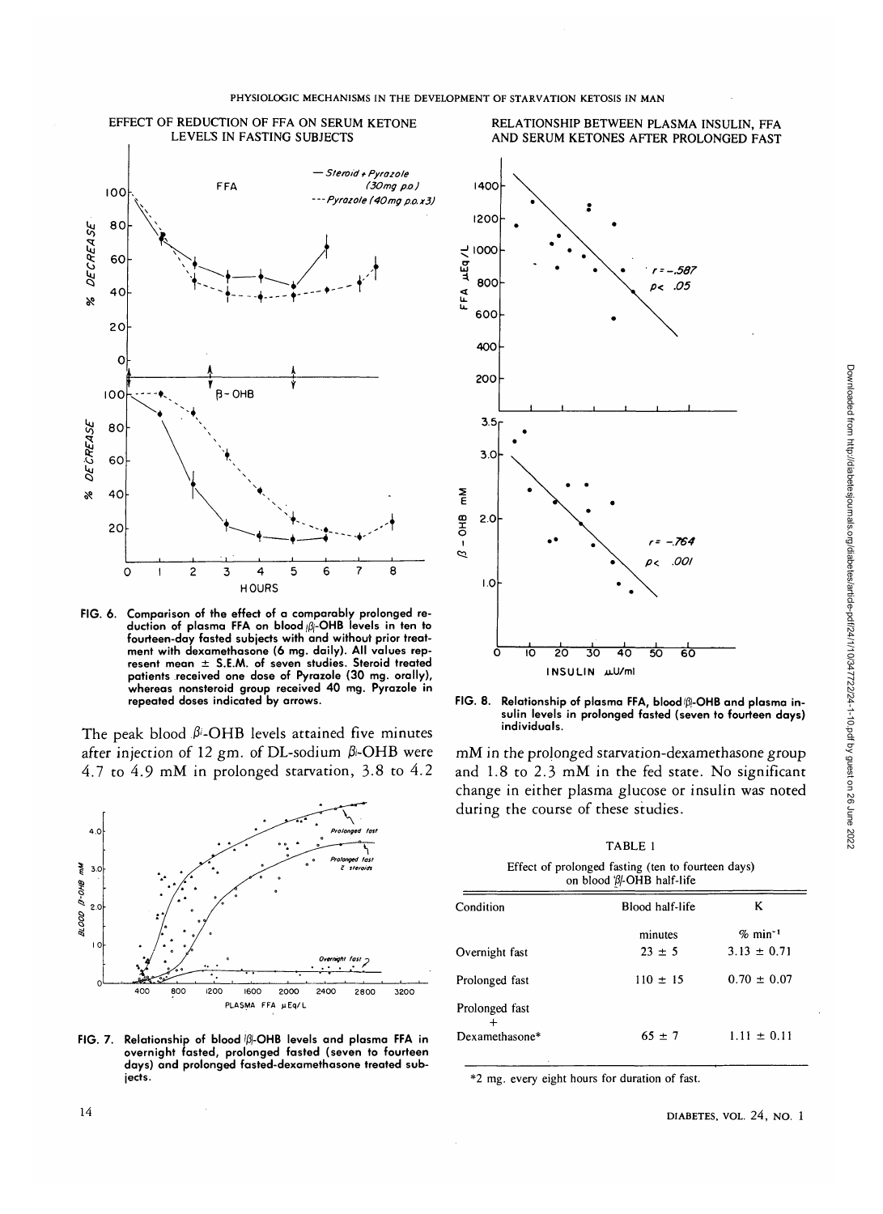FIG. 6. Comparison of the effect of a comparably prolonged reduction of plasma FFA on blood $\beta$-OHB levels in ten to fourteen-day fasted subjects with and without prior treatment with dexamethasone (6 mg. daily). All values represent mean ± S.E.M. of seven studies. Steroid treated patients received one dose of Pyrazole (30 mg. orally), whereas nonsteroid group received 40 mg. Pyrazole in repeated doses indicated by arrows.

FIG. 8. Relationship of plasma FFA, blood $\beta$-OHB and plasma insulin levels in prolonged fasted (seven to fourteen days) individuals.

The peak blood $\beta$-OHB levels attained five minutes after injection of 12 gm. of DL-sodium $\beta$-OHB were 4.7 to 4.9 mM in prolonged starvation, 3.8 to 4.2 mM in the prolonged starvation-dexamethasone group and 1.8 to 2.3 mM in the fed state. No significant change in either plasma glucose or insulin was noted during the course of these studies.

FIG. 7. Relationship of blood $\beta$-OHB levels and plasma FFA in overnight fasted, prolonged fasted (seven to fourteen days) and prolonged fasted-dexamethasone treated subjects.

TABLE 1

Effect of prolonged fasting (ten to fourteen days) on blood $\beta$-OHB half-life

| Condition | Blood half-life | K |
|---|---|---|
| | minutes | % $min^{-1}$ |
| Overnight fast | 23 ± 5 | 3.13 ± 0.71 |
| Prolonged fast | 110 ± 15 | 0.70 ± 0.07 |
| Prolonged fast + Dexamethasone* | 65 ± 7 | 1.11 ± 0.11 |

*2 mg. every eight hours for duration of fast.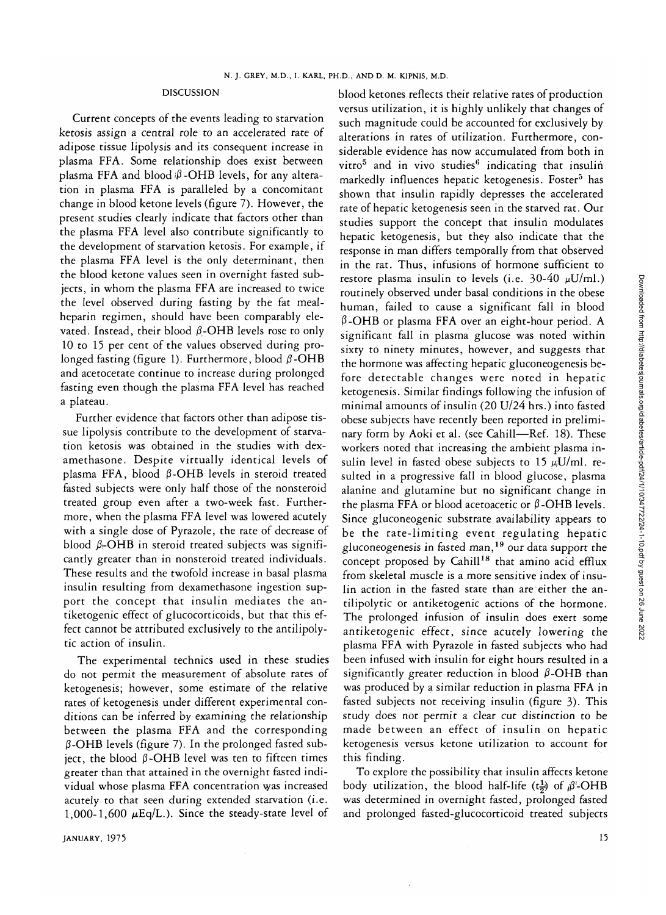## DISCUSSION

Current concepts of the events leading to starvation ketosis assign a central role to an accelerated rate of adipose tissue lipolysis and its consequent increase in plasma FFA. Some relationship does exist between plasma FFA and blood β-OHB levels, for any alteration in plasma FFA is paralleled by a concomitant change in blood ketone levels (figure 7). However, the present studies clearly indicate that factors other than the plasma FFA level also contribute significantly to the development of starvation ketosis. For example, if the plasma FFA level is the only determinant, then the blood ketone values seen in overnight fasted subjects, in whom the plasma FFA are increased to twice the level observed during fasting by the fat meal-heparin regimen, should have been comparably elevated. Instead, their blood β-OHB levels rose to only 10 to 15 per cent of the values observed during prolonged fasting (figure 1). Furthermore, blood β-OHB and acetocetate continue to increase during prolonged fasting even though the plasma FFA level has reached a plateau.

Further evidence that factors other than adipose tissue lipolysis contribute to the development of starvation ketosis was obtained in the studies with dexamethasone. Despite virtually identical levels of plasma FFA, blood β-OHB levels in steroid treated fasted subjects were only half those of the nonsteroid treated group even after a two-week fast. Furthermore, when the plasma FFA level was lowered acutely with a single dose of Pyrazole, the rate of decrease of blood β-OHB in steroid treated subjects was significantly greater than in nonsteroid treated individuals. These results and the twofold increase in basal plasma insulin resulting from dexamethasone ingestion support the concept that insulin mediates the antiketogenic effect of glucocorticoids, but that this effect cannot be attributed exclusively to the antilipolytic action of insulin.

The experimental technics used in these studies do not permit the measurement of absolute rates of ketogenesis; however, some estimate of the relative rates of ketogenesis under different experimental conditions can be inferred by examining the relationship between the plasma FFA and the corresponding β-OHB levels (figure 7). In the prolonged fasted subject, the blood β-OHB level was ten to fifteen times greater than that attained in the overnight fasted individual whose plasma FFA concentration was increased acutely to that seen during extended starvation (i.e. 1,000-1,600 μEq/L.). Since the steady-state level of blood ketones reflects their relative rates of production versus utilization, it is highly unlikely that changes of such magnitude could be accounted for exclusively by alterations in rates of utilization. Furthermore, considerable evidence has now accumulated from both in vitro[5] and in vivo studies[6] indicating that insulin markedly influences hepatic ketogenesis. Foster[5] has shown that insulin rapidly depresses the accelerated rate of hepatic ketogenesis seen in the starved rat. Our studies support the concept that insulin modulates hepatic ketogenesis, but they also indicate that the response in man differs temporally from that observed in the rat. Thus, infusions of hormone sufficient to restore plasma insulin to levels (i.e. 30-40 μU/ml.) routinely observed under basal conditions in the obese human, failed to cause a significant fall in blood β-OHB or plasma FFA over an eight-hour period. A significant fall in plasma glucose was noted within sixty to ninety minutes, however, and suggests that the hormone was affecting hepatic gluconeogenesis before detectable changes were noted in hepatic ketogenesis. Similar findings following the infusion of minimal amounts of insulin (20 U/24 hrs.) into fasted obese subjects have recently been reported in preliminary form by Aoki et al. (see Cahill—Ref. 18). These workers noted that increasing the ambient plasma insulin level in fasted obese subjects to 15 μU/ml. resulted in a progressive fall in blood glucose, plasma alanine and glutamine but no significant change in the plasma FFA or blood acetoacetic or β-OHB levels. Since gluconeogenic substrate availability appears to be the rate-limiting event regulating hepatic gluconeogenesis in fasted man,[19] our data support the concept proposed by Cahill[18] that amino acid efflux from skeletal muscle is a more sensitive index of insulin action in the fasted state than are either the antilipolytic or antiketogenic actions of the hormone. The prolonged infusion of insulin does exert some antiketogenic effect, since acutely lowering the plasma FFA with Pyrazole in fasted subjects who had been infused with insulin for eight hours resulted in a significantly greater reduction in blood β-OHB than was produced by a similar reduction in plasma FFA in fasted subjects not receiving insulin (figure 3). This study does not permit a clear cut distinction to be made between an effect of insulin on hepatic ketogenesis versus ketone utilization to account for this finding.

To explore the possibility that insulin affects ketone body utilization, the blood half-life ($t_{\frac{1}{2}}$) of β-OHB was determined in overnight fasted, prolonged fasted and prolonged fasted-glucocorticoid treated subjects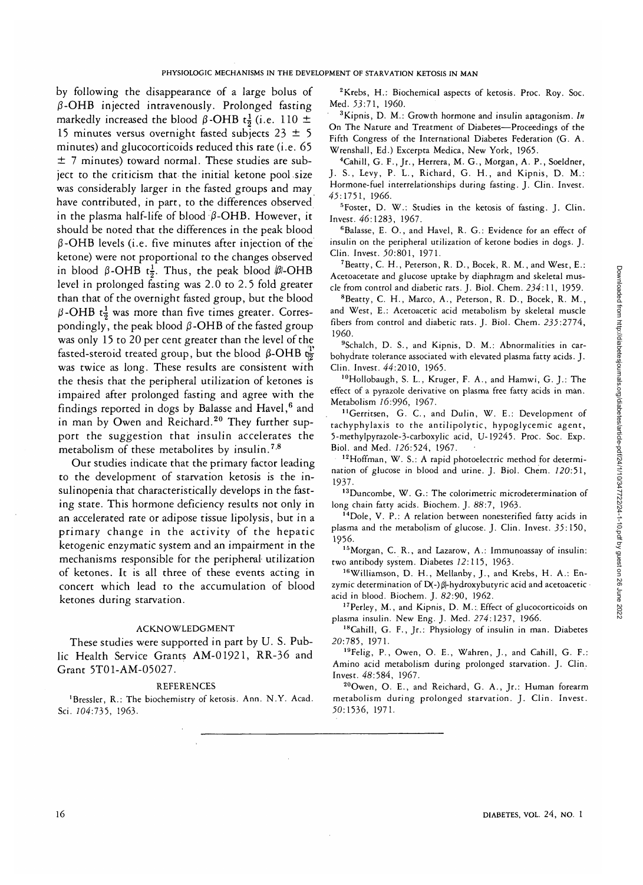by following the disappearance of a large bolus of β-OHB injected intravenously. Prolonged fasting markedly increased the blood β-OHB $t_{\frac{1}{2}}$ (i.e. 110 ± 15 minutes versus overnight fasted subjects 23 ± 5 minutes) and glucocorticoids reduced this rate (i.e. 65 ± 7 minutes) toward normal. These studies are subject to the criticism that the initial ketone pool size was considerably larger in the fasted groups and may have contributed, in part, to the differences observed in the plasma half-life of blood β-OHB. However, it should be noted that the differences in the peak blood β-OHB levels (i.e. five minutes after injection of the ketone) were not proportional to the changes observed in blood β-OHB $t_{\frac{1}{2}}$. Thus, the peak blood β-OHB level in prolonged fasting was 2.0 to 2.5 fold greater than that of the overnight fasted group, but the blood β-OHB $t_{\frac{1}{2}}$ was more than five times greater. Correspondingly, the peak blood β-OHB of the fasted group was only 15 to 20 per cent greater than the level of the fasted-steroid treated group, but the blood β-OHB $t_{\frac{1}{2}}$ was twice as long. These results are consistent with the thesis that the peripheral utilization of ketones is impaired after prolonged fasting and agree with the findings reported in dogs by Balasse and Havel,[6] and in man by Owen and Reichard.[20] They further support the suggestion that insulin accelerates the metabolism of these metabolites by insulin.[7,8]

Our studies indicate that the primary factor leading to the development of starvation ketosis is the insulinopenia that characteristically develops in the fasting state. This hormone deficiency results not only in an accelerated rate or adipose tissue lipolysis, but in a primary change in the activity of the hepatic ketogenic enzymatic system and an impairment in the mechanisms responsible for the peripheral utilization of ketones. It is all three of these events acting in concert which lead to the accumulation of blood ketones during starvation.

## ACKNOWLEDGMENT

These studies were supported in part by U. S. Public Health Service Grants AM-01921, RR-36 and Grant 5T01-AM-05027.

## REFERENCES

1. Bressler, R.: The biochemistry of ketosis. Ann. N.Y. Acad. Sci. *104*:735, 1963.
2. Krebs, H.: Biochemical aspects of ketosis. Proc. Roy. Soc. Med. *53*:71, 1960.
3. Kipnis, D. M.: Growth hormone and insulin antagonism. *In* On The Nature and Treatment of Diabetes—Proceedings of the Fifth Congress of the International Diabetes Federation (G. A. Wrenshall, Ed.) Excerpta Medica, New York, 1965.
4. Cahill, G. F., Jr., Herrera, M. G., Morgan, A. P., Soeldner, J. S., Levy, P. L., Richard, G. H., and Kipnis, D. M.: Hormone-fuel interrelationships during fasting. J. Clin. Invest. *45*:1751, 1966.
5. Foster, D. W.: Studies in the ketosis of fasting. J. Clin. Invest. *46*:1283, 1967.
6. Balasse, E. O., and Havel, R. G.: Evidence for an effect of insulin on the peripheral utilization of ketone bodies in dogs. J. Clin. Invest. *50*:801, 1971.
7. Beatty, C. H., Peterson, R. D., Bocek, R. M., and West, E.: Acetoacetate and glucose uptake by diaphragm and skeletal muscle from control and diabetic rats. J. Biol. Chem. *234*:11, 1959.
8. Beatty, C. H., Marco, A., Peterson, R. D., Bocek, R. M., and West, E.: Acetoacetic acid metabolism by skeletal muscle fibers from control and diabetic rats. J. Biol. Chem. *235*:2774, 1960.
9. Schalch, D. S., and Kipnis, D. M.: Abnormalities in carbohydrate tolerance associated with elevated plasma fatty acids. J. Clin. Invest. *44*:2010, 1965.
10. Hollobaugh, S. L., Kruger, F. A., and Hamwi, G. J.: The effect of a pyrazole derivative on plasma free fatty acids in man. Metabolism *16*:996, 1967.
11. Gerritsen, G. C., and Dulin, W. E.: Development of tachyphylaxis to the antilipolytic, hypoglycemic agent, 5-methylpyrazole-3-carboxylic acid, U-19245. Proc. Soc. Exp. Biol. and Med. *126*:524, 1967.
12. Hoffman, W. S.: A rapid photoelectric method for determination of glucose in blood and urine. J. Biol. Chem. *120*:51, 1937.
13. Duncombe, W. G.: The colorimetric microdetermination of long chain fatty acids. Biochem. J. *88*:7, 1963.
14. Dole, V. P.: A relation between nonesterified fatty acids in plasma and the metabolism of glucose. J. Clin. Invest. *35*:150, 1956.
15. Morgan, C. R., and Lazarow, A.: Immunoassay of insulin: two antibody system. Diabetes *12*:115, 1963.
16. Williamson, D. H., Mellanby, J., and Krebs, H. A.: Enzymic determination of D(-)β-hydroxybutyric acid and acetoacetic acid in blood. Biochem. J. *82*:90, 1962.
17. Perley, M., and Kipnis, D. M.: Effect of glucocorticoids on plasma insulin. New Eng. J. Med. *274*:1237, 1966.
18. Cahill, G. F., Jr.: Physiology of insulin in man. Diabetes *20*:785, 1971.
19. Felig, P., Owen, O. E., Wahren, J., and Cahill, G. F.: Amino acid metabolism during prolonged starvation. J. Clin. Invest. *48*:584, 1967.
20. Owen, O. E., and Reichard, G. A., Jr.: Human forearm metabolism during prolonged starvation. J. Clin. Invest. *50*:1536, 1971.